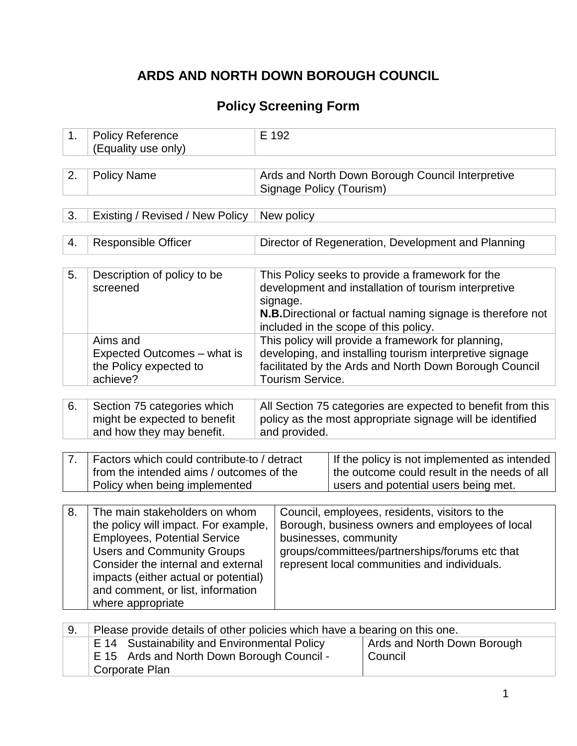# ARDS AND NORTH DOWN BOROUGH COUNCIL

## Policy Screening Form

| 1. | Policy Reference (Equality use only) | E 192 |
|---|---|---|

| 2. | Policy Name | Ards and North Down Borough Council Interpretive Signage Policy (Tourism) |
|---|---|---|

| 3. | Existing / Revised / New Policy | New policy |
|---|---|---|

| 4. | Responsible Officer | Director of Regeneration, Development and Planning |
|---|---|---|

| 5. | Description of policy to be screened | This Policy seeks to provide a framework for the development and installation of tourism interpretive signage. **N.B.** Directional or factual naming signage is therefore not included in the scope of this policy. |
|---|---|---|
| | Aims and Expected Outcomes – what is the Policy expected to achieve? | This policy will provide a framework for planning, developing, and installing tourism interpretive signage facilitated by the Ards and North Down Borough Council Tourism Service. |

| 6. | Section 75 categories which might be expected to benefit and how they may benefit. | All Section 75 categories are expected to benefit from this policy as the most appropriate signage will be identified and provided. |
|---|---|---|

| 7. | Factors which could contribute to / detract from the intended aims / outcomes of the Policy when being implemented | If the policy is not implemented as intended the outcome could result in the needs of all users and potential users being met. |
|---|---|---|

| 8. | The main stakeholders on whom the policy will impact. For example, Employees, Potential Service Users and Community Groups Consider the internal and external impacts (either actual or potential) and comment, or list, information where appropriate | Council, employees, residents, visitors to the Borough, business owners and employees of local businesses, community groups/committees/partnerships/forums etc that represent local communities and individuals. |
|---|---|---|

| 9. | Please provide details of other policies which have a bearing on this one. | |
|---|---|---|
| | E 14 Sustainability and Environmental Policy<br>E 15 Ards and North Down Borough Council - Corporate Plan | Ards and North Down Borough Council |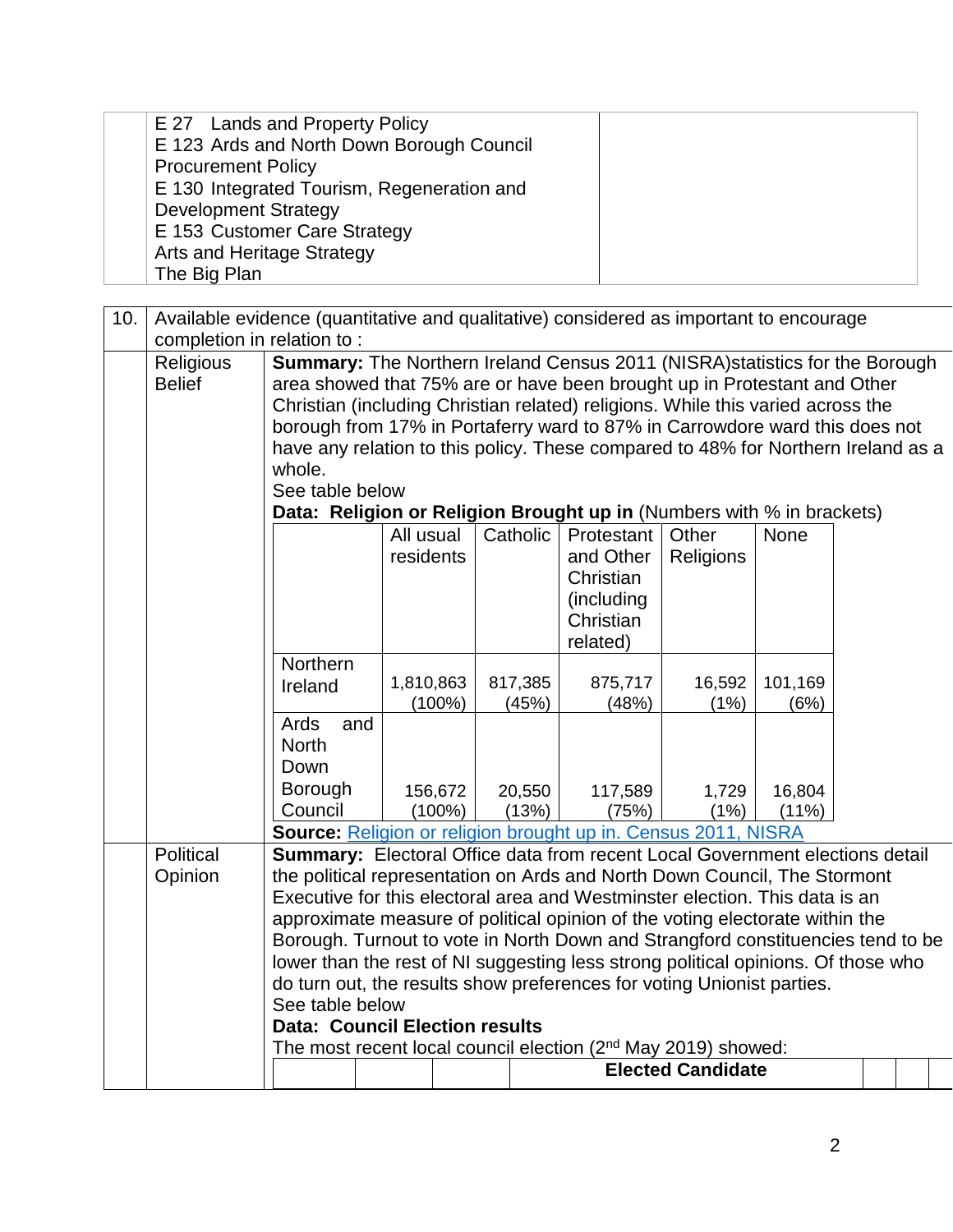| | E 27 Lands and Property Policy<br>E 123 Ards and North Down Borough Council Procurement Policy<br>E 130 Integrated Tourism, Regeneration and Development Strategy<br>E 153 Customer Care Strategy<br>Arts and Heritage Strategy<br>The Big Plan | |
|---|---|---|

| 10. | Available evidence (quantitative and qualitative) considered as important to encourage completion in relation to : |
|---|---|

**Religious Belief**

**Summary:** The Northern Ireland Census 2011 (NISRA)statistics for the Borough area showed that 75% are or have been brought up in Protestant and Other Christian (including Christian related) religions. While this varied across the borough from 17% in Portaferry ward to 87% in Carrowdore ward this does not have any relation to this policy. These compared to 48% for Northern Ireland as a whole.

See table below

**Data: Religion or Religion Brought up in** (Numbers with % in brackets)

| | All usual residents | Catholic | Protestant and Other Christian (including Christian related) | Other Religions | None |
|---|---|---|---|---|---|
| Northern Ireland | 1,810,863 (100%) | 817,385 (45%) | 875,717 (48%) | 16,592 (1%) | 101,169 (6%) |
| Ards and North Down Borough Council | 156,672 (100%) | 20,550 (13%) | 117,589 (75%) | 1,729 (1%) | 16,804 (11%) |

**Source:** Religion or religion brought up in. Census 2011, NISRA

**Political Opinion**

**Summary:** Electoral Office data from recent Local Government elections detail the political representation on Ards and North Down Council, The Stormont Executive for this electoral area and Westminster election. This data is an approximate measure of political opinion of the voting electorate within the Borough. Turnout to vote in North Down and Strangford constituencies tend to be lower than the rest of NI suggesting less strong political opinions. Of those who do turn out, the results show preferences for voting Unionist parties.

See table below

**Data: Council Election results**

The most recent local council election (2nd May 2019) showed:

| | | | Elected Candidate | | | |
|---|---|---|---|---|---|---|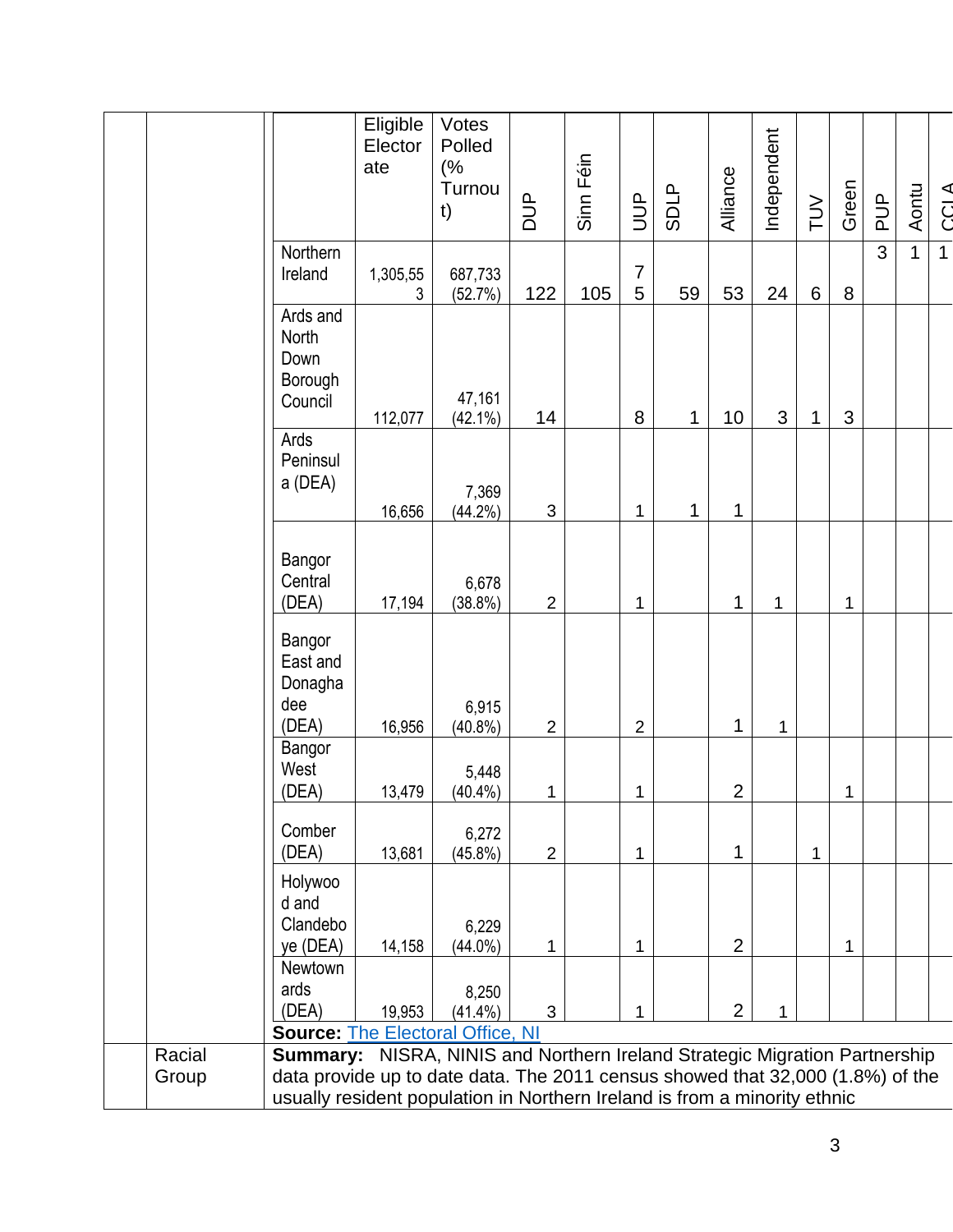| | Eligible Electorate | Votes Polled (% Turnout) | DUP | Sinn Féin | UUP | SDLP | Alliance | Independent | TUV | Green | PUP | Aontu | CCLA |
|---|---|---|---|---|---|---|---|---|---|---|---|---|---|
| Northern Ireland | 1,305,553 | 687,733 (52.7%) | 122 | 105 | 75 | 59 | 53 | 24 | 6 | 8 | 3 | 1 | 1 |
| Ards and North Down Borough Council | 112,077 | 47,161 (42.1%) | 14 | | 8 | 1 | 10 | 3 | 1 | 3 | | | |
| Ards Peninsula (DEA) | 16,656 | 7,369 (44.2%) | 3 | | 1 | 1 | 1 | | | | | | |
| Bangor Central (DEA) | 17,194 | 6,678 (38.8%) | 2 | | 1 | | 1 | 1 | | 1 | | | |
| Bangor East and Donaghadee (DEA) | 16,956 | 6,915 (40.8%) | 2 | | 2 | | 1 | 1 | | | | | |
| Bangor West (DEA) | 13,479 | 5,448 (40.4%) | 1 | | 1 | | 2 | | | 1 | | | |
| Comber (DEA) | 13,681 | 6,272 (45.8%) | 2 | | 1 | | 1 | | 1 | | | | |
| Holywood and Clandeboye (DEA) | 14,158 | 6,229 (44.0%) | 1 | | 1 | | 2 | | | 1 | | | |
| Newtownards (DEA) | 19,953 | 8,250 (41.4%) | 3 | | 1 | | 2 | 1 | | | | | |

**Source:** The Electoral Office, NI

| | | |
|---|---|---|
| | Racial Group | **Summary:** NISRA, NINIS and Northern Ireland Strategic Migration Partnership data provide up to date data. The 2011 census showed that 32,000 (1.8%) of the usually resident population in Northern Ireland is from a minority ethnic |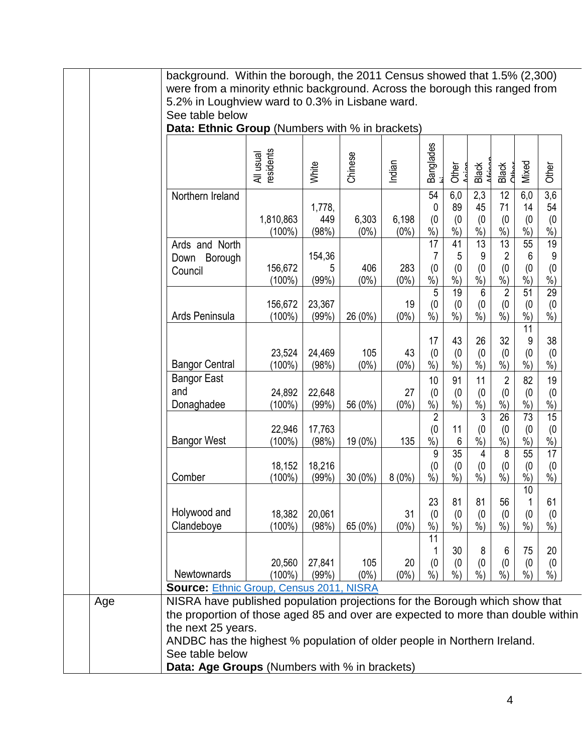| | | |
|---|---|---|
| | | background. Within the borough, the 2011 Census showed that 1.5% (2,300) were from a minority ethnic background. Across the borough this ranged from 5.2% in Loughview ward to 0.3% in Lisbane ward. See table below **Data: Ethnic Group** (Numbers with % in brackets) |

| | All usual residents | White | Chinese | Indian | Bangladeshi | Other Asian | Black African | Black Other | Mixed | Other |
|---|---|---|---|---|---|---|---|---|---|---|
| Northern Ireland | 1,810,863 (100%) | 1,778,449 (98%) | 6,303 (0%) | 6,198 (0%) | 540 (0%) | 6,089 (0%) | 2,345 (0%) | 1271 (0%) | 6,014 (0%) | 3,654 (0%) |
| Ards and North Down Borough Council | 156,672 (100%) | 154,365 (99%) | 406 (0%) | 283 (0%) | 177 (0%) | 415 (0%) | 139 (0%) | 132 (0%) | 556 (0%) | 199 (0%) |
| Ards Peninsula | 156,672 (100%) | 23,367 (99%) | 26 (0%) | 19 (0%) | 5 (0%) | 19 (0%) | 6 (0%) | 2 (0%) | 51 (0%) | 29 (0%) |
| Bangor Central | 23,524 (100%) | 24,469 (98%) | 105 (0%) | 43 (0%) | 17 (0%) | 43 (0%) | 26 (0%) | 32 (0%) | 119 (0%) | 38 (0%) |
| Bangor East and Donaghadee | 24,892 (100%) | 22,648 (99%) | 56 (0%) | 27 (0%) | 10 (0%) | 91 (0%) | 11 (0%) | 2 (0%) | 82 (0%) | 19 (0%) |
| Bangor West | 22,946 (100%) | 17,763 (98%) | 19 (0%) | 135 | 2 (0%) | 116 | 3 (0%) | 26 (0%) | 73 (0%) | 15 (0%) |
| Comber | 18,152 (100%) | 18,216 (99%) | 30 (0%) | 8 (0%) | 9 (0%) | 35 (0%) | 4 (0%) | 8 (0%) | 55 (0%) | 17 (0%) |
| Holywood and Clandeboye | 18,382 (100%) | 20,061 (98%) | 65 (0%) | 31 (0%) | 23 (0%) | 81 (0%) | 81 (0%) | 56 (0%) | 101 (0%) | 61 (0%) |
| Newtownards | 20,560 (100%) | 27,841 (99%) | 105 (0%) | 20 (0%) | 111 (0%) | 30 (0%) | 8 (0%) | 6 (0%) | 75 (0%) | 20 (0%) |

**Source:** Ethnic Group, Census 2011, NISRA

| | | |
|---|---|---|
| | Age | NISRA have published population projections for the Borough which show that the proportion of those aged 85 and over are expected to more than double within the next 25 years. ANDBC has the highest % population of older people in Northern Ireland. See table below **Data: Age Groups** (Numbers with % in brackets) |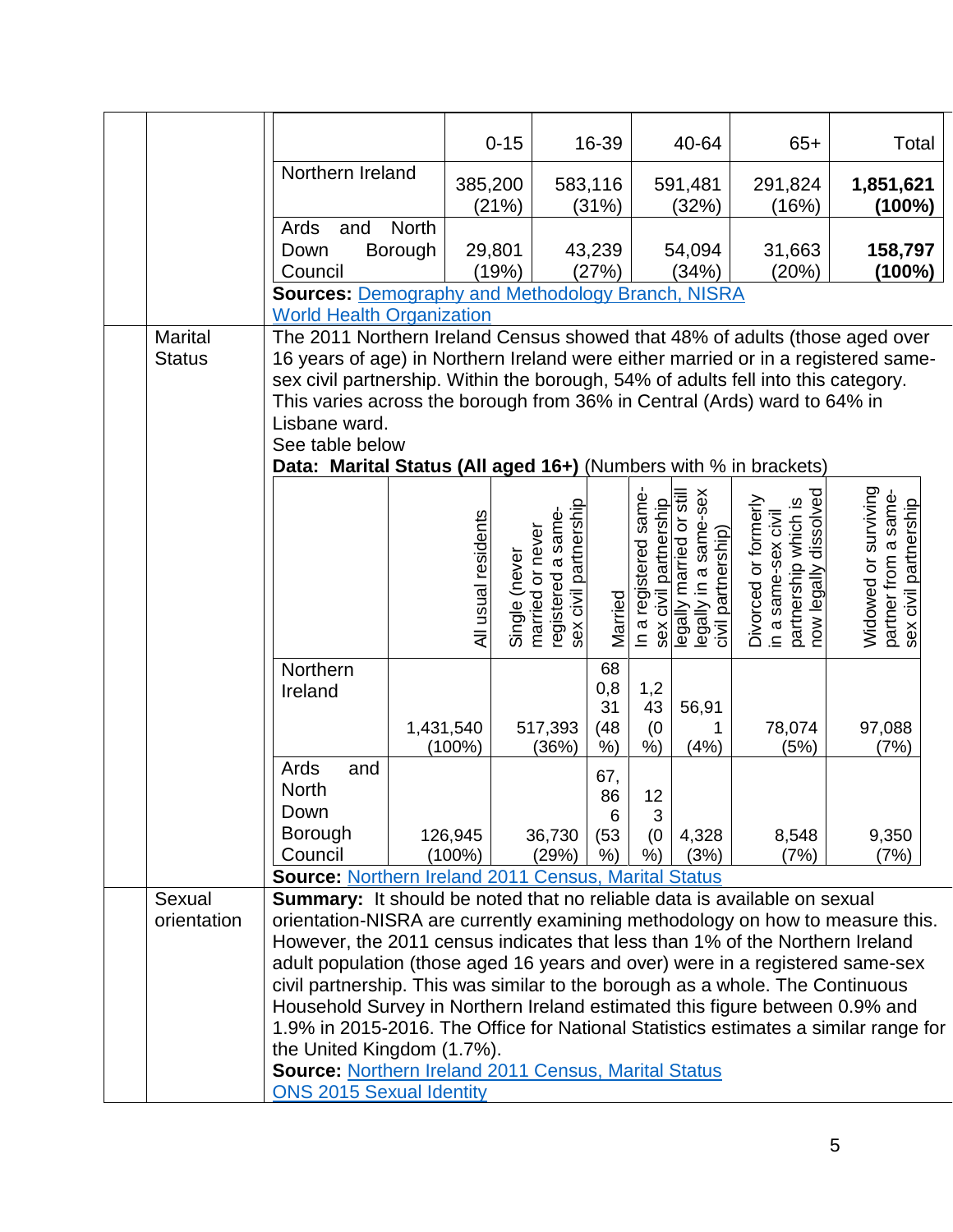| | 0-15 | 16-39 | 40-64 | 65+ | Total |
|---|---|---|---|---|---|
| Northern Ireland | 385,200 (21%) | 583,116 (31%) | 591,481 (32%) | 291,824 (16%) | **1,851,621 (100%)** |
| Ards and North Down Borough Council | 29,801 (19%) | 43,239 (27%) | 54,094 (34%) | 31,663 (20%) | **158,797 (100%)** |

**Sources:** Demography and Methodology Branch, NISRA
World Health Organization

## Marital Status

The 2011 Northern Ireland Census showed that 48% of adults (those aged over 16 years of age) in Northern Ireland were either married or in a registered same-sex civil partnership. Within the borough, 54% of adults fell into this category. This varies across the borough from 36% in Central (Ards) ward to 64% in Lisbane ward.

See table below

**Data: Marital Status (All aged 16+)** (Numbers with % in brackets)

| | All usual residents | Single (never married or never registered a same-sex civil partnership | Married | In a registered same-sex civil partnership | legally married or still legally in a same-sex civil partnership) | Divorced or formerly in a same-sex civil partnership which is now legally dissolved | Widowed or surviving partner from a same-sex civil partnership |
|---|---|---|---|---|---|---|---|
| Northern Ireland | 1,431,540 (100%) | 517,393 (36%) | 680,831 (48%) | 1,243 (0%) | 56,911 (4%) | 78,074 (5%) | 97,088 (7%) |
| Ards and North Down Borough Council | 126,945 (100%) | 36,730 (29%) | 67,866 (53%) | 123 (0%) | 4,328 (3%) | 8,548 (7%) | 9,350 (7%) |

**Source:** Northern Ireland 2011 Census, Marital Status

## Sexual orientation

**Summary:** It should be noted that no reliable data is available on sexual orientation-NISRA are currently examining methodology on how to measure this. However, the 2011 census indicates that less than 1% of the Northern Ireland adult population (those aged 16 years and over) were in a registered same-sex civil partnership. This was similar to the borough as a whole. The Continuous Household Survey in Northern Ireland estimated this figure between 0.9% and 1.9% in 2015-2016. The Office for National Statistics estimates a similar range for the United Kingdom (1.7%).

**Source:** Northern Ireland 2011 Census, Marital Status
ONS 2015 Sexual Identity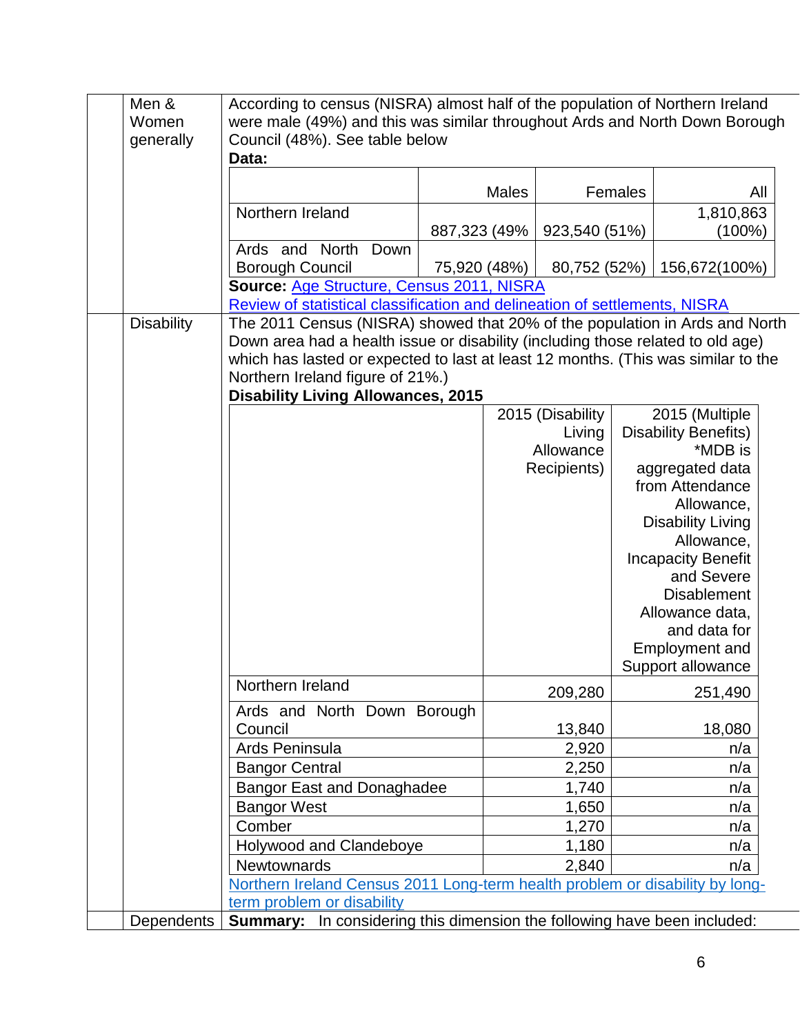| | Men & Women generally | According to census (NISRA) almost half of the population of Northern Ireland were male (49%) and this was similar throughout Ards and North Down Borough Council (48%). See table below |
|---|---|---|

**Data:**

| | Males | Females | All |
|---|---|---|---|
| Northern Ireland | 887,323 (49% | 923,540 (51%) | 1,810,863 (100%) |
| Ards and North Down Borough Council | 75,920 (48%) | 80,752 (52%) | 156,672(100%) |

**Source:** Age Structure, Census 2011, NISRA
Review of statistical classification and delineation of settlements, NISRA

**Disability**

The 2011 Census (NISRA) showed that 20% of the population in Ards and North Down area had a health issue or disability (including those related to old age) which has lasted or expected to last at least 12 months. (This was similar to the Northern Ireland figure of 21%.)

**Disability Living Allowances, 2015**

| | 2015 (Disability Living Allowance Recipients) | 2015 (Multiple Disability Benefits) *MDB is aggregated data from Attendance Allowance, Disability Living Allowance, Incapacity Benefit and Severe Disablement Allowance data, and data for Employment and Support allowance |
|---|---|---|
| Northern Ireland | 209,280 | 251,490 |
| Ards and North Down Borough Council | 13,840 | 18,080 |
| Ards Peninsula | 2,920 | n/a |
| Bangor Central | 2,250 | n/a |
| Bangor East and Donaghadee | 1,740 | n/a |
| Bangor West | 1,650 | n/a |
| Comber | 1,270 | n/a |
| Holywood and Clandeboye | 1,180 | n/a |
| Newtownards | 2,840 | n/a |

Northern Ireland Census 2011 Long-term health problem or disability by long-term problem or disability

**Dependents**

**Summary:** In considering this dimension the following have been included: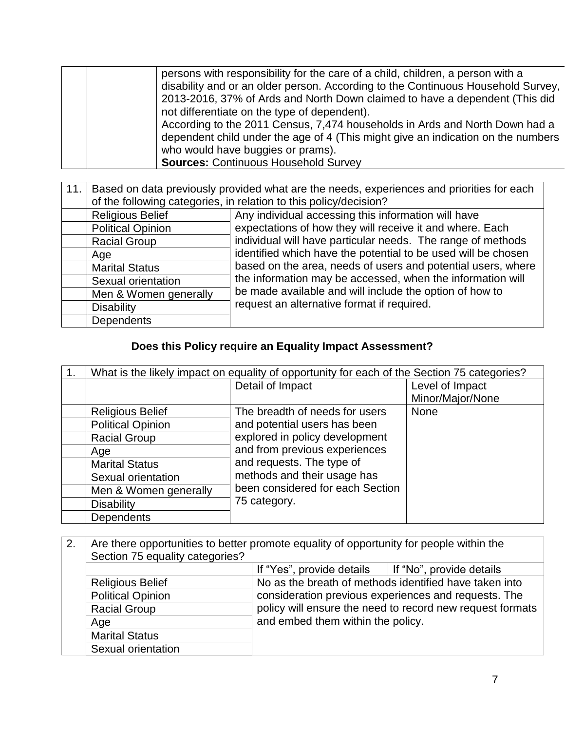| | | |
|---|---|---|
| | | persons with responsibility for the care of a child, children, a person with a disability and or an older person. According to the Continuous Household Survey, 2013-2016, 37% of Ards and North Down claimed to have a dependent (This did not differentiate on the type of dependent).<br>According to the 2011 Census, 7,474 households in Ards and North Down had a dependent child under the age of 4 (This might give an indication on the numbers who would have buggies or prams).<br>**Sources:** Continuous Household Survey |

| 11. | Based on data previously provided what are the needs, experiences and priorities for each of the following categories, in relation to this policy/decision? | |
|---|---|---|
| | Religious Belief | Any individual accessing this information will have expectations of how they will receive it and where. Each individual will have particular needs. The range of methods identified which have the potential to be used will be chosen based on the area, needs of users and potential users, where the information may be accessed, when the information will be made available and will include the option of how to request an alternative format if required. |
| | Political Opinion | |
| | Racial Group | |
| | Age | |
| | Marital Status | |
| | Sexual orientation | |
| | Men & Women generally | |
| | Disability | |
| | Dependents | |

## Does this Policy require an Equality Impact Assessment?

| 1. | What is the likely impact on equality of opportunity for each of the Section 75 categories? | | |
|---|---|---|---|
| | | Detail of Impact | Level of Impact Minor/Major/None |
| | Religious Belief | The breadth of needs for users and potential users has been explored in policy development and from previous experiences and requests. The type of methods and their usage has been considered for each Section 75 category. | None |
| | Political Opinion | | |
| | Racial Group | | |
| | Age | | |
| | Marital Status | | |
| | Sexual orientation | | |
| | Men & Women generally | | |
| | Disability | | |
| | Dependents | | |

| 2. | Are there opportunities to better promote equality of opportunity for people within the Section 75 equality categories? | | |
|---|---|---|---|
| | | If "Yes", provide details | If "No", provide details |
| | Religious Belief | No as the breath of methods identified have taken into consideration previous experiences and requests. The policy will ensure the need to record new request formats and embed them within the policy. | |
| | Political Opinion | | |
| | Racial Group | | |
| | Age | | |
| | Marital Status | | |
| | Sexual orientation | | |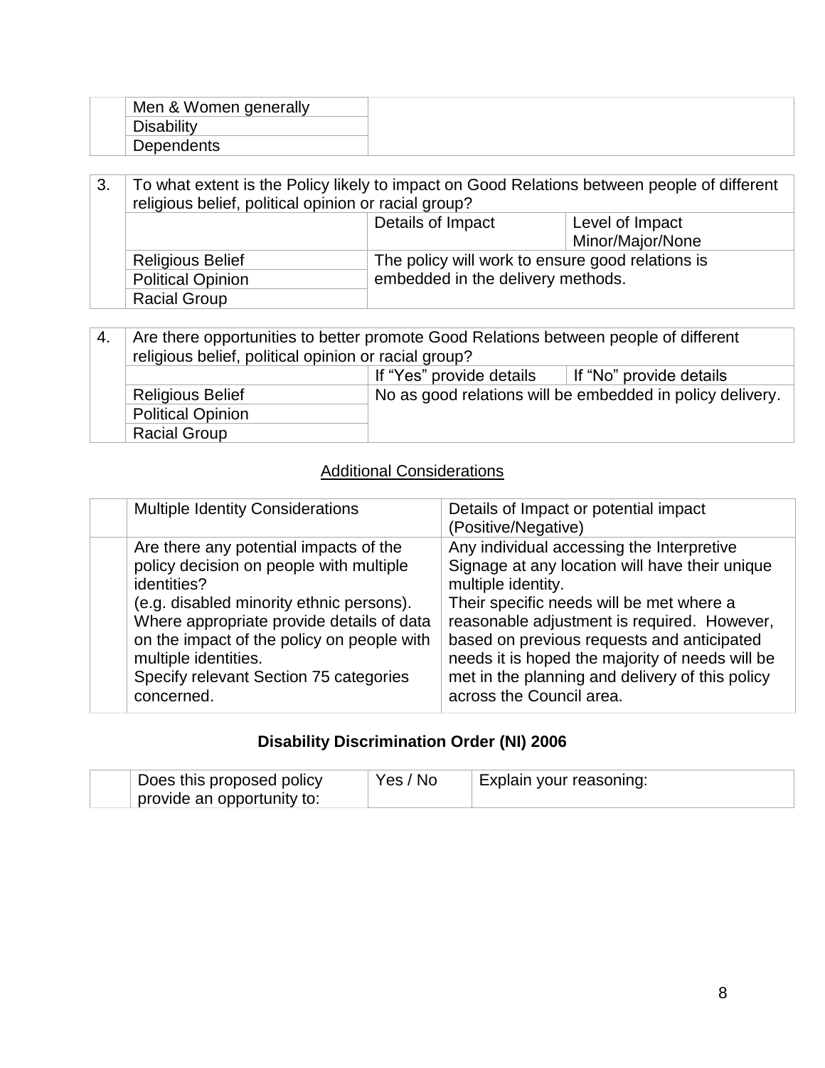| | | |
|---|---|---|
| | Men & Women generally | |
| | Disability | |
| | Dependents | |

| 3. | To what extent is the Policy likely to impact on Good Relations between people of different religious belief, political opinion or racial group? | | |
|---|---|---|---|
| | | Details of Impact | Level of Impact Minor/Major/None |
| | Religious Belief | The policy will work to ensure good relations is embedded in the delivery methods. | |
| | Political Opinion | | |
| | Racial Group | | |

| 4. | Are there opportunities to better promote Good Relations between people of different religious belief, political opinion or racial group? | | |
|---|---|---|---|
| | | If "Yes" provide details | If "No" provide details |
| | Religious Belief | No as good relations will be embedded in policy delivery. | |
| | Political Opinion | | |
| | Racial Group | | |

## Additional Considerations

| | Multiple Identity Considerations | Details of Impact or potential impact (Positive/Negative) |
|---|---|---|
| | Are there any potential impacts of the policy decision on people with multiple identities? (e.g. disabled minority ethnic persons). Where appropriate provide details of data on the impact of the policy on people with multiple identities. Specify relevant Section 75 categories concerned. | Any individual accessing the Interpretive Signage at any location will have their unique multiple identity. Their specific needs will be met where a reasonable adjustment is required. However, based on previous requests and anticipated needs it is hoped the majority of needs will be met in the planning and delivery of this policy across the Council area. |

## Disability Discrimination Order (NI) 2006

| | Does this proposed policy provide an opportunity to: | Yes / No | Explain your reasoning: |
|---|---|---|---|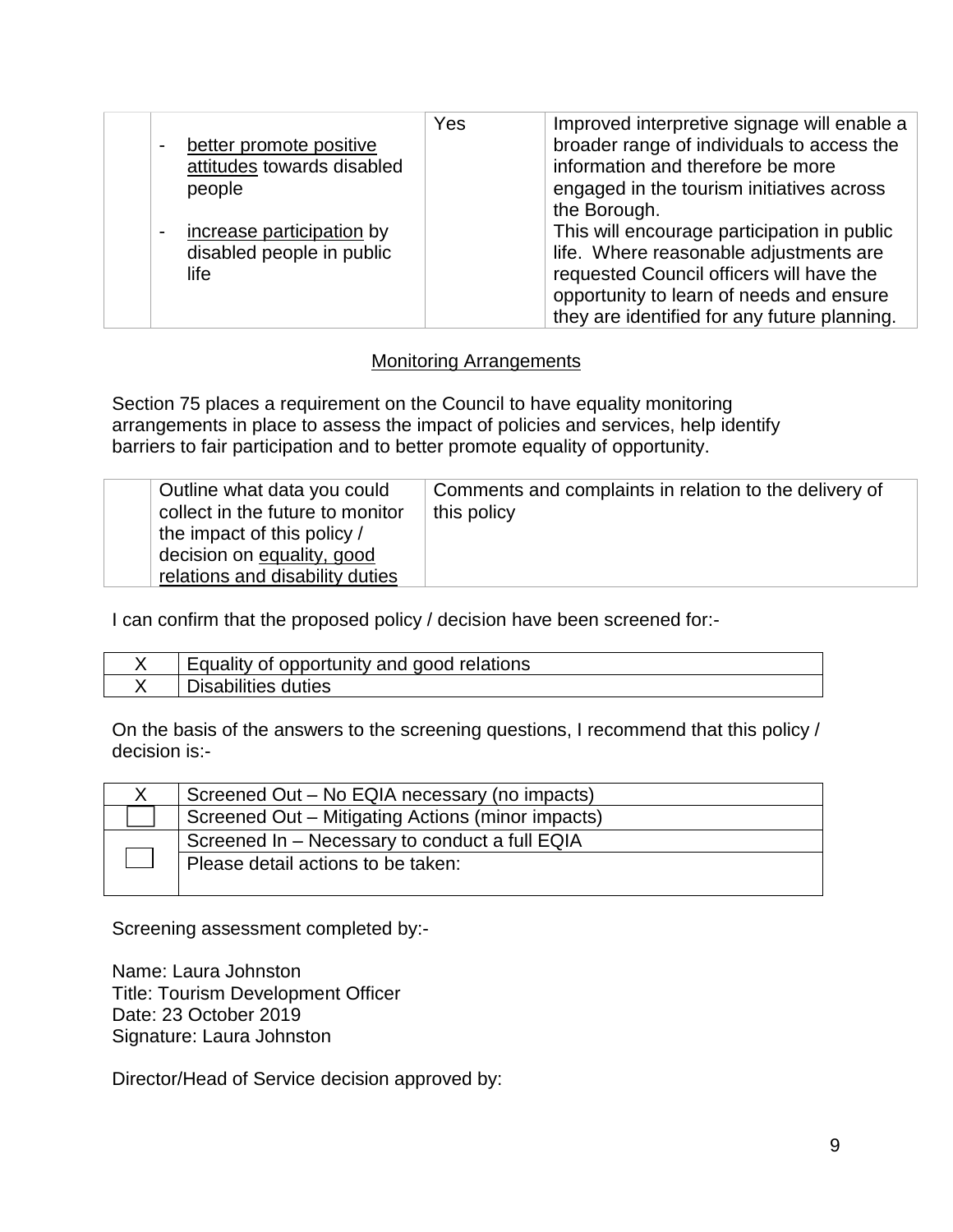|  | - better promote positive attitudes towards disabled people<br><br>- increase participation by disabled people in public life | Yes | Improved interpretive signage will enable a broader range of individuals to access the information and therefore be more engaged in the tourism initiatives across the Borough.<br>This will encourage participation in public life. Where reasonable adjustments are requested Council officers will have the opportunity to learn of needs and ensure they are identified for any future planning. |
|---|---|---|---|

## Monitoring Arrangements

Section 75 places a requirement on the Council to have equality monitoring arrangements in place to assess the impact of policies and services, help identify barriers to fair participation and to better promote equality of opportunity.

|  | Outline what data you could collect in the future to monitor the impact of this policy / decision on equality, good relations and disability duties | Comments and complaints in relation to the delivery of this policy |
|---|---|---|

I can confirm that the proposed policy / decision have been screened for:-

| X | Equality of opportunity and good relations |
|---|---|
| X | Disabilities duties |

On the basis of the answers to the screening questions, I recommend that this policy / decision is:-

| X | Screened Out – No EQIA necessary (no impacts) |
|---|---|
| ☐ | Screened Out – Mitigating Actions (minor impacts) |
| ☐ | Screened In – Necessary to conduct a full EQIA |
|  | Please detail actions to be taken: |

Screening assessment completed by:-

Name: Laura Johnston
Title: Tourism Development Officer
Date: 23 October 2019
Signature: Laura Johnston

Director/Head of Service decision approved by: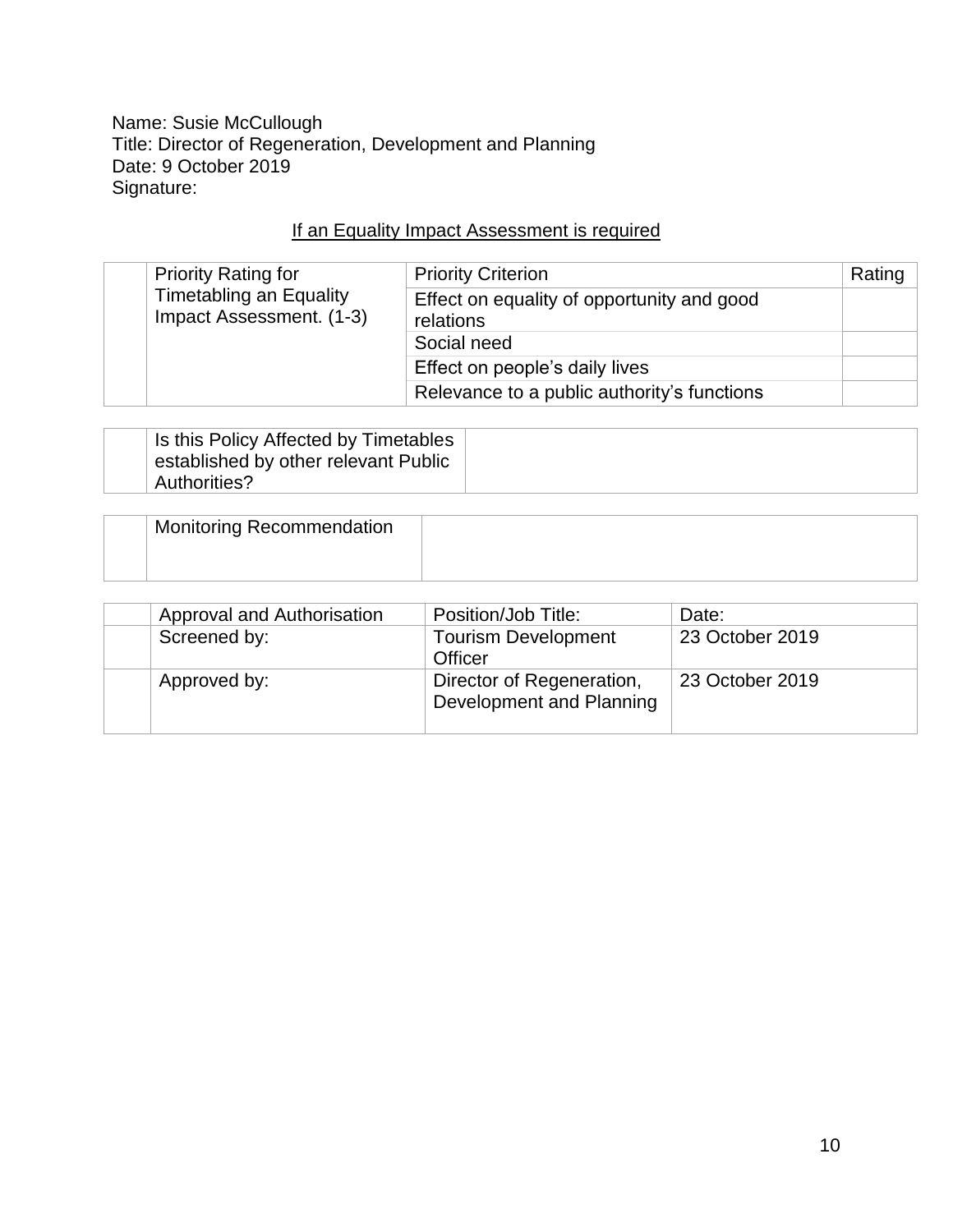Name: Susie McCullough
Title: Director of Regeneration, Development and Planning
Date: 9 October 2019
Signature:

If an Equality Impact Assessment is required

| | | | |
|---|---|---|---|
| | Priority Rating for Timetabling an Equality Impact Assessment. (1-3) | Priority Criterion | Rating |
| | | Effect on equality of opportunity and good relations | |
| | | Social need | |
| | | Effect on people's daily lives | |
| | | Relevance to a public authority's functions | |

| | | |
|---|---|---|
| | Is this Policy Affected by Timetables established by other relevant Public Authorities? | |

| | | |
|---|---|---|
| | Monitoring Recommendation | |

| | Approval and Authorisation | Position/Job Title: | Date: |
|---|---|---|---|
| | Screened by: | Tourism Development Officer | 23 October 2019 |
| | Approved by: | Director of Regeneration, Development and Planning | 23 October 2019 |